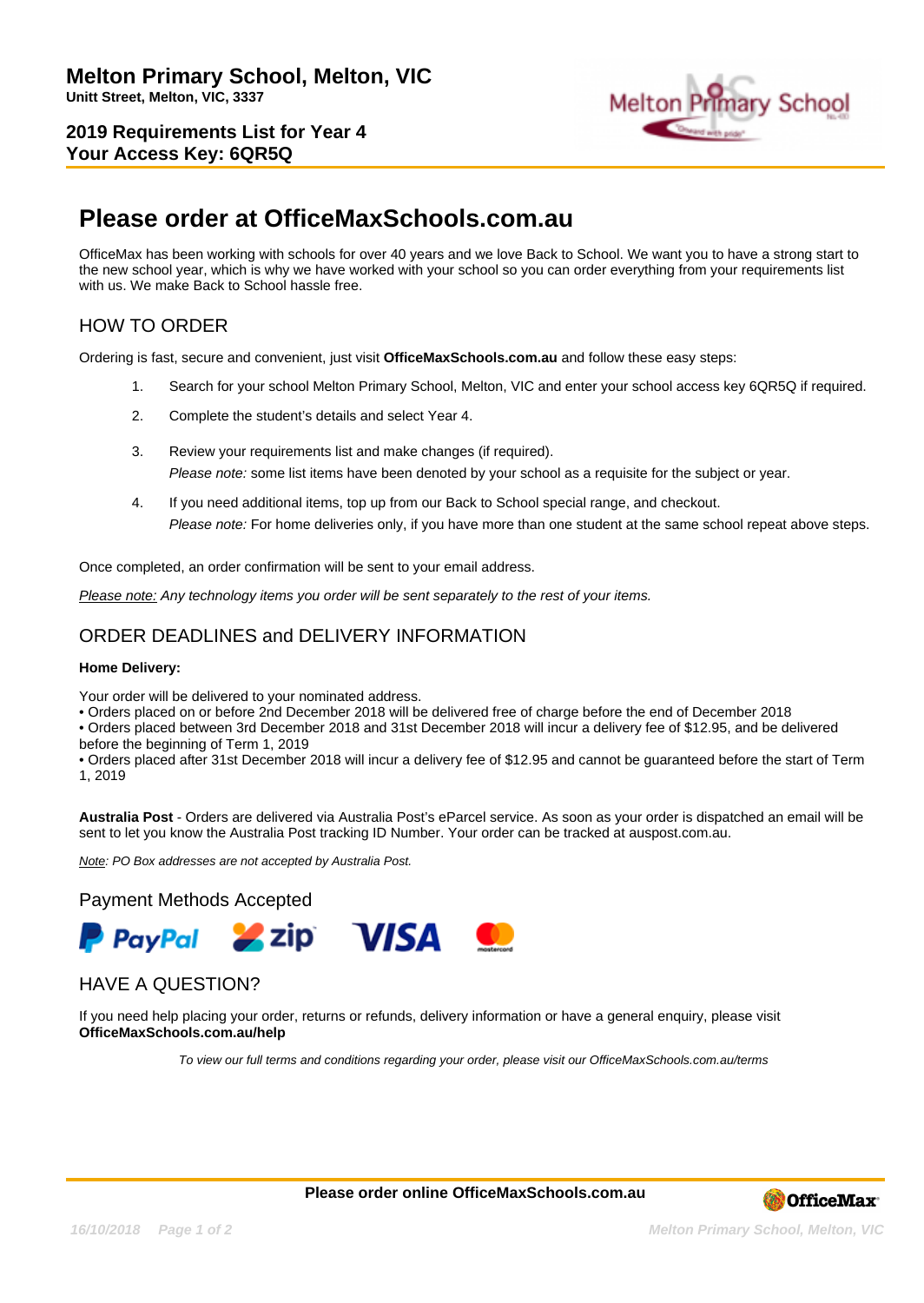# Melton Primary School, Melton, VIC

**Unitt Street, Melton, VIC, 3337**

**2019 Requirements List for Year 4**
**Your Access Key: 6QR5Q**

## Please order at OfficeMaxSchools.com.au

OfficeMax has been working with schools for over 40 years and we love Back to School. We want you to have a strong start to the new school year, which is why we have worked with your school so you can order everything from your requirements list with us. We make Back to School hassle free.

### HOW TO ORDER

Ordering is fast, secure and convenient, just visit **OfficeMaxSchools.com.au** and follow these easy steps:

1. Search for your school Melton Primary School, Melton, VIC and enter your school access key 6QR5Q if required.
2. Complete the student's details and select Year 4.
3. Review your requirements list and make changes (if required).
   *Please note:* some list items have been denoted by your school as a requisite for the subject or year.
4. If you need additional items, top up from our Back to School special range, and checkout.
   *Please note:* For home deliveries only, if you have more than one student at the same school repeat above steps.

Once completed, an order confirmation will be sent to your email address.

*Please note: Any technology items you order will be sent separately to the rest of your items.*

### ORDER DEADLINES and DELIVERY INFORMATION

**Home Delivery:**

Your order will be delivered to your nominated address.

- Orders placed on or before 2nd December 2018 will be delivered free of charge before the end of December 2018
- Orders placed between 3rd December 2018 and 31st December 2018 will incur a delivery fee of $12.95, and be delivered before the beginning of Term 1, 2019
- Orders placed after 31st December 2018 will incur a delivery fee of $12.95 and cannot be guaranteed before the start of Term 1, 2019

**Australia Post** - Orders are delivered via Australia Post's eParcel service. As soon as your order is dispatched an email will be sent to let you know the Australia Post tracking ID Number. Your order can be tracked at auspost.com.au.

*Note: PO Box addresses are not accepted by Australia Post.*

### Payment Methods Accepted

PayPal, zip, VISA, mastercard

### HAVE A QUESTION?

If you need help placing your order, returns or refunds, delivery information or have a general enquiry, please visit **OfficeMaxSchools.com.au/help**

*To view our full terms and conditions regarding your order, please visit our OfficeMaxSchools.com.au/terms*

**Please order online OfficeMaxSchools.com.au**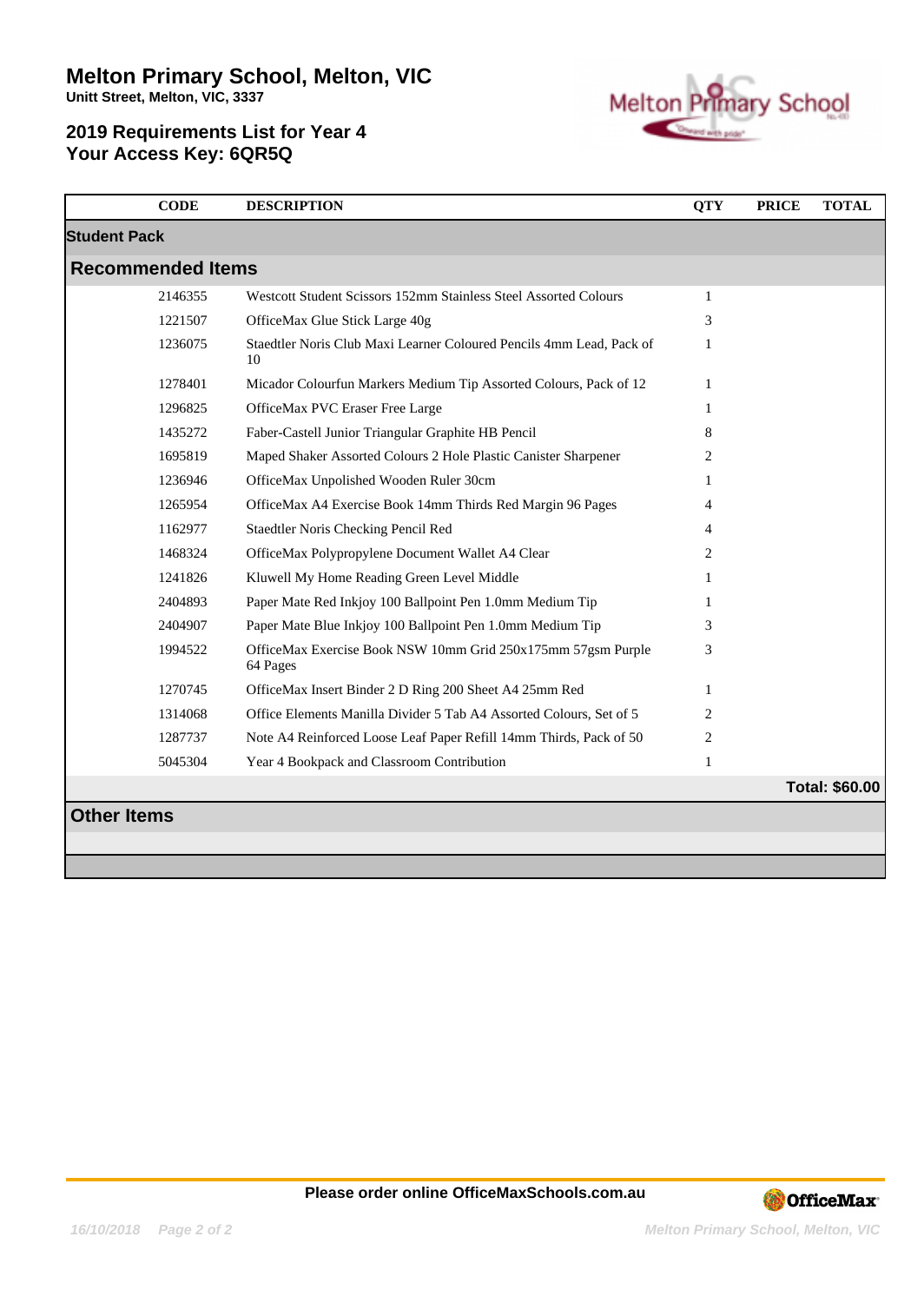# Melton Primary School, Melton, VIC

**Unitt Street, Melton, VIC, 3337**

## 2019 Requirements List for Year 4
## Your Access Key: 6QR5Q

| CODE | DESCRIPTION | QTY | PRICE | TOTAL |
|---|---|---|---|---|
| **Student Pack** | | | | |
| **Recommended Items** | | | | |
| 2146355 | Westcott Student Scissors 152mm Stainless Steel Assorted Colours | 1 | | |
| 1221507 | OfficeMax Glue Stick Large 40g | 3 | | |
| 1236075 | Staedtler Noris Club Maxi Learner Coloured Pencils 4mm Lead, Pack of 10 | 1 | | |
| 1278401 | Micador Colourfun Markers Medium Tip Assorted Colours, Pack of 12 | 1 | | |
| 1296825 | OfficeMax PVC Eraser Free Large | 1 | | |
| 1435272 | Faber-Castell Junior Triangular Graphite HB Pencil | 8 | | |
| 1695819 | Maped Shaker Assorted Colours 2 Hole Plastic Canister Sharpener | 2 | | |
| 1236946 | OfficeMax Unpolished Wooden Ruler 30cm | 1 | | |
| 1265954 | OfficeMax A4 Exercise Book 14mm Thirds Red Margin 96 Pages | 4 | | |
| 1162977 | Staedtler Noris Checking Pencil Red | 4 | | |
| 1468324 | OfficeMax Polypropylene Document Wallet A4 Clear | 2 | | |
| 1241826 | Kluwell My Home Reading Green Level Middle | 1 | | |
| 2404893 | Paper Mate Red Inkjoy 100 Ballpoint Pen 1.0mm Medium Tip | 1 | | |
| 2404907 | Paper Mate Blue Inkjoy 100 Ballpoint Pen 1.0mm Medium Tip | 3 | | |
| 1994522 | OfficeMax Exercise Book NSW 10mm Grid 250x175mm 57gsm Purple 64 Pages | 3 | | |
| 1270745 | OfficeMax Insert Binder 2 D Ring 200 Sheet A4 25mm Red | 1 | | |
| 1314068 | Office Elements Manilla Divider 5 Tab A4 Assorted Colours, Set of 5 | 2 | | |
| 1287737 | Note A4 Reinforced Loose Leaf Paper Refill 14mm Thirds, Pack of 50 | 2 | | |
| 5045304 | Year 4 Bookpack and Classroom Contribution | 1 | | |
| | | | | **Total: $60.00** |
| **Other Items** | | | | |

**Please order online OfficeMaxSchools.com.au**